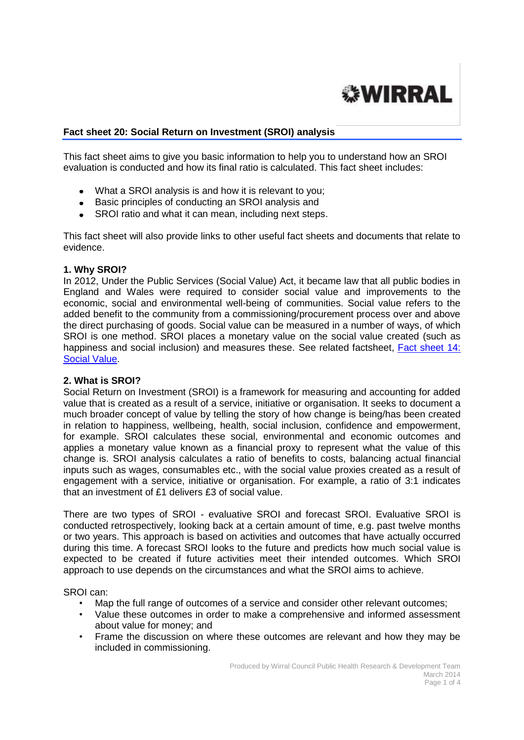WIRRAL

## Fact sheet 20: Social Return on Investment (SROI) analysis

This fact sheet aims to give you basic information to help you to understand how an SROI evaluation is conducted and how its final ratio is calculated. This fact sheet includes:

- What a SROI analysis is and how it is relevant to you;
- Basic principles of conducting an SROI analysis and
- SROI ratio and what it can mean, including next steps.

This fact sheet will also provide links to other useful fact sheets and documents that relate to evidence.

### 1. Why SROI?

In 2012, Under the Public Services (Social Value) Act, it became law that all public bodies in England and Wales were required to consider social value and improvements to the economic, social and environmental well-being of communities. Social value refers to the added benefit to the community from a commissioning/procurement process over and above the direct purchasing of goods. Social value can be measured in a number of ways, of which SROI is one method. SROI places a monetary value on the social value created (such as happiness and social inclusion) and measures these. See related factsheet, [Fact sheet 14: Social Value](Fact sheet 14: Social Value).

### 2. What is SROI?

Social Return on Investment (SROI) is a framework for measuring and accounting for added value that is created as a result of a service, initiative or organisation. It seeks to document a much broader concept of value by telling the story of how change is being/has been created in relation to happiness, wellbeing, health, social inclusion, confidence and empowerment, for example. SROI calculates these social, environmental and economic outcomes and applies a monetary value known as a financial proxy to represent what the value of this change is. SROI analysis calculates a ratio of benefits to costs, balancing actual financial inputs such as wages, consumables etc., with the social value proxies created as a result of engagement with a service, initiative or organisation. For example, a ratio of 3:1 indicates that an investment of £1 delivers £3 of social value.

There are two types of SROI - evaluative SROI and forecast SROI. Evaluative SROI is conducted retrospectively, looking back at a certain amount of time, e.g. past twelve months or two years. This approach is based on activities and outcomes that have actually occurred during this time. A forecast SROI looks to the future and predicts how much social value is expected to be created if future activities meet their intended outcomes. Which SROI approach to use depends on the circumstances and what the SROI aims to achieve.

SROI can:

- Map the full range of outcomes of a service and consider other relevant outcomes;
- Value these outcomes in order to make a comprehensive and informed assessment about value for money; and
- Frame the discussion on where these outcomes are relevant and how they may be included in commissioning.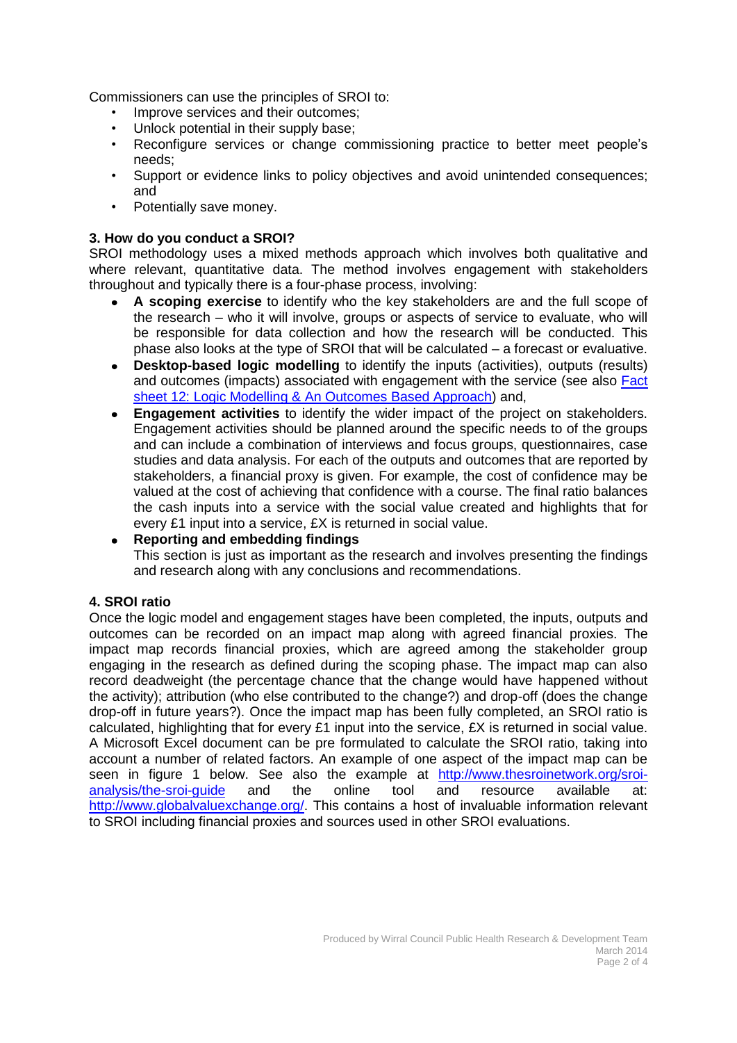Commissioners can use the principles of SROI to:

- Improve services and their outcomes;
- Unlock potential in their supply base;
- Reconfigure services or change commissioning practice to better meet people's needs;
- Support or evidence links to policy objectives and avoid unintended consequences; and
- Potentially save money.

### 3. How do you conduct a SROI?

SROI methodology uses a mixed methods approach which involves both qualitative and where relevant, quantitative data. The method involves engagement with stakeholders throughout and typically there is a four-phase process, involving:

- **A scoping exercise** to identify who the key stakeholders are and the full scope of the research – who it will involve, groups or aspects of service to evaluate, who will be responsible for data collection and how the research will be conducted. This phase also looks at the type of SROI that will be calculated – a forecast or evaluative.
- **Desktop-based logic modelling** to identify the inputs (activities), outputs (results) and outcomes (impacts) associated with engagement with the service (see also [Fact sheet 12: Logic Modelling & An Outcomes Based Approach](#)) and,
- **Engagement activities** to identify the wider impact of the project on stakeholders. Engagement activities should be planned around the specific needs to of the groups and can include a combination of interviews and focus groups, questionnaires, case studies and data analysis. For each of the outputs and outcomes that are reported by stakeholders, a financial proxy is given. For example, the cost of confidence may be valued at the cost of achieving that confidence with a course. The final ratio balances the cash inputs into a service with the social value created and highlights that for every £1 input into a service, £X is returned in social value.
- **Reporting and embedding findings**
  This section is just as important as the research and involves presenting the findings and research along with any conclusions and recommendations.

### 4. SROI ratio

Once the logic model and engagement stages have been completed, the inputs, outputs and outcomes can be recorded on an impact map along with agreed financial proxies. The impact map records financial proxies, which are agreed among the stakeholder group engaging in the research as defined during the scoping phase. The impact map can also record deadweight (the percentage chance that the change would have happened without the activity); attribution (who else contributed to the change?) and drop-off (does the change drop-off in future years?). Once the impact map has been fully completed, an SROI ratio is calculated, highlighting that for every £1 input into the service, £X is returned in social value. A Microsoft Excel document can be pre formulated to calculate the SROI ratio, taking into account a number of related factors. An example of one aspect of the impact map can be seen in figure 1 below. See also the example at [http://www.thesroinetwork.org/sroi-analysis/the-sroi-guide](http://www.thesroinetwork.org/sroi-analysis/the-sroi-guide) and the online tool and resource available at: [http://www.globalvaluexchange.org/](http://www.globalvaluexchange.org/). This contains a host of invaluable information relevant to SROI including financial proxies and sources used in other SROI evaluations.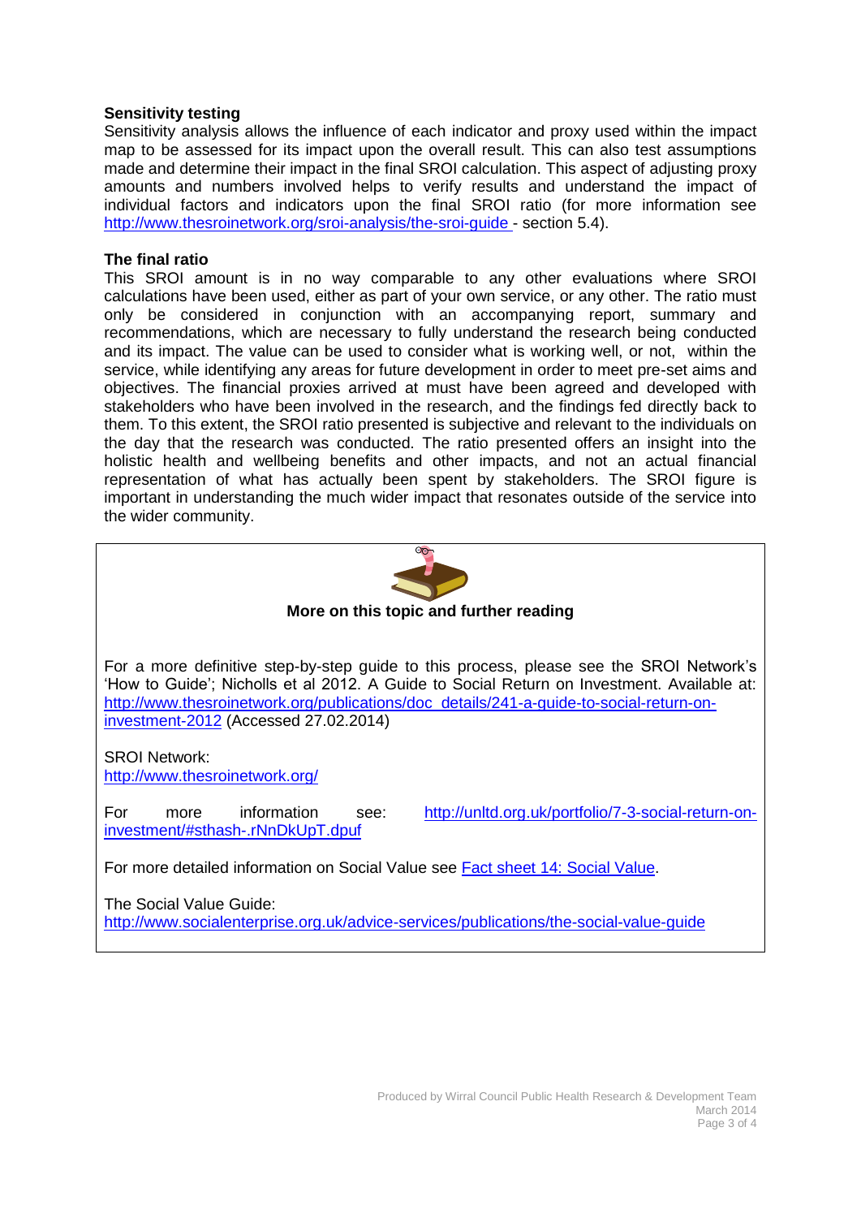### Sensitivity testing

Sensitivity analysis allows the influence of each indicator and proxy used within the impact map to be assessed for its impact upon the overall result. This can also test assumptions made and determine their impact in the final SROI calculation. This aspect of adjusting proxy amounts and numbers involved helps to verify results and understand the impact of individual factors and indicators upon the final SROI ratio (for more information see http://www.thesroinetwork.org/sroi-analysis/the-sroi-guide - section 5.4).

### The final ratio

This SROI amount is in no way comparable to any other evaluations where SROI calculations have been used, either as part of your own service, or any other. The ratio must only be considered in conjunction with an accompanying report, summary and recommendations, which are necessary to fully understand the research being conducted and its impact. The value can be used to consider what is working well, or not, within the service, while identifying any areas for future development in order to meet pre-set aims and objectives. The financial proxies arrived at must have been agreed and developed with stakeholders who have been involved in the research, and the findings fed directly back to them. To this extent, the SROI ratio presented is subjective and relevant to the individuals on the day that the research was conducted. The ratio presented offers an insight into the holistic health and wellbeing benefits and other impacts, and not an actual financial representation of what has actually been spent by stakeholders. The SROI figure is important in understanding the much wider impact that resonates outside of the service into the wider community.

**More on this topic and further reading**

For a more definitive step-by-step guide to this process, please see the SROI Network's 'How to Guide'; Nicholls et al 2012. A Guide to Social Return on Investment. Available at: http://www.thesroinetwork.org/publications/doc_details/241-a-guide-to-social-return-on-investment-2012 (Accessed 27.02.2014)

SROI Network:
http://www.thesroinetwork.org/

For more information see: http://unltd.org.uk/portfolio/7-3-social-return-on-investment/#sthash-.rNnDkUpT.dpuf

For more detailed information on Social Value see Fact sheet 14: Social Value.

The Social Value Guide:
http://www.socialenterprise.org.uk/advice-services/publications/the-social-value-guide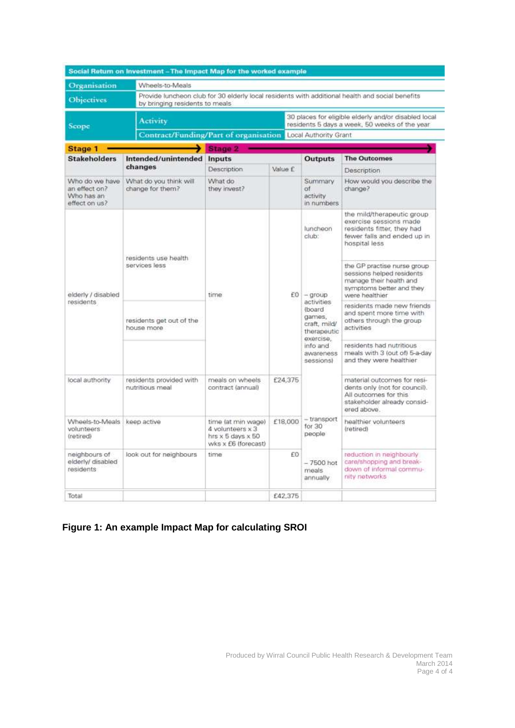**Social Return on Investment – The Impact Map for the worked example**

| | | | |
|---|---|---|---|
| Organisation | Wheels-to-Meals | | |
| Objectives | Provide luncheon club for 30 elderly local residents with additional health and social benefits by bringing residents to meals | | |
| Scope | Activity | 30 places for eligible elderly and/or disabled local residents 5 days a week, 50 weeks of the year | |
| | Contract/Funding/Part of organisation | Local Authority Grant | |

| Stage 1 | | Stage 2 | | | |
|---|---|---|---|---|---|
| **Stakeholders** | **Intended/unintended changes** | **Inputs** | | **Outputs** | **The Outcomes** |
| | | Description | Value £ | | Description |
| Who do we have an effect on? Who has an effect on us? | What do you think will change for them? | What do they invest? | | Summary of activity in numbers | How would you describe the change? |
| elderly / disabled residents | residents use health services less | time | £0 | luncheon club: – group activities (board games, craft, mild/therapeutic exercise, info and awareness sessions) | the mild/therapeutic group exercise sessions made residents fitter, they had fewer falls and ended up in hospital less |
| | | | | | the GP practise nurse group sessions helped residents manage their health and symptoms better and they were healthier |
| | residents get out of the house more | | | | residents made new friends and spent more time with others through the group activities |
| | | | | | residents had nutritious meals with 3 (out of) 5-a-day and they were healthier |
| local authority | residents provided with nutritious meal | meals on wheels contract (annual) | £24,375 | | material outcomes for residents only (not for council). All outcomes for this stakeholder already considered above. |
| Wheels-to-Meals volunteers (retired) | keep active | time (at min wage) 4 volunteers x 3 hrs x 5 days x 50 wks x £6 (forecast) | £18,000 | – transport for 30 people | healthier volunteers (retired) |
| neighbours of elderly/ disabled residents | look out for neighbours | time | £0 | – 7500 hot meals annually | reduction in neighbourly care/shopping and break-down of informal community networks |
| Total | | | £42,375 | | |

**Figure 1: An example Impact Map for calculating SROI**